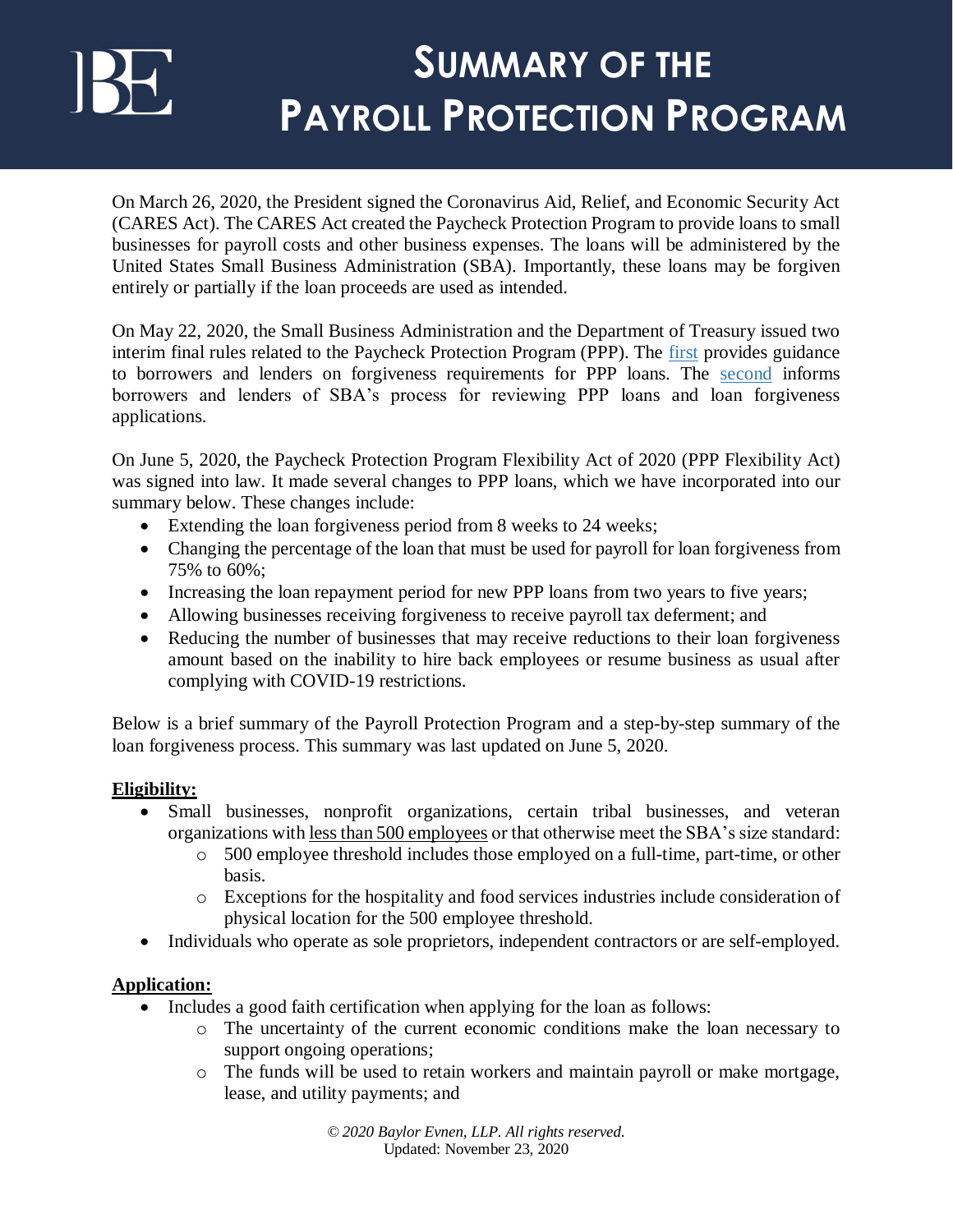# SUMMARY OF THE PAYROLL PROTECTION PROGRAM

On March 26, 2020, the President signed the Coronavirus Aid, Relief, and Economic Security Act (CARES Act). The CARES Act created the Paycheck Protection Program to provide loans to small businesses for payroll costs and other business expenses. The loans will be administered by the United States Small Business Administration (SBA). Importantly, these loans may be forgiven entirely or partially if the loan proceeds are used as intended.

On May 22, 2020, the Small Business Administration and the Department of Treasury issued two interim final rules related to the Paycheck Protection Program (PPP). The first provides guidance to borrowers and lenders on forgiveness requirements for PPP loans. The second informs borrowers and lenders of SBA's process for reviewing PPP loans and loan forgiveness applications.

On June 5, 2020, the Paycheck Protection Program Flexibility Act of 2020 (PPP Flexibility Act) was signed into law. It made several changes to PPP loans, which we have incorporated into our summary below. These changes include:

- Extending the loan forgiveness period from 8 weeks to 24 weeks;
- Changing the percentage of the loan that must be used for payroll for loan forgiveness from 75% to 60%;
- Increasing the loan repayment period for new PPP loans from two years to five years;
- Allowing businesses receiving forgiveness to receive payroll tax deferment; and
- Reducing the number of businesses that may receive reductions to their loan forgiveness amount based on the inability to hire back employees or resume business as usual after complying with COVID-19 restrictions.

Below is a brief summary of the Payroll Protection Program and a step-by-step summary of the loan forgiveness process. This summary was last updated on June 5, 2020.

**Eligibility:**

- Small businesses, nonprofit organizations, certain tribal businesses, and veteran organizations with less than 500 employees or that otherwise meet the SBA's size standard:
  - 500 employee threshold includes those employed on a full-time, part-time, or other basis.
  - Exceptions for the hospitality and food services industries include consideration of physical location for the 500 employee threshold.
- Individuals who operate as sole proprietors, independent contractors or are self-employed.

**Application:**

- Includes a good faith certification when applying for the loan as follows:
  - The uncertainty of the current economic conditions make the loan necessary to support ongoing operations;
  - The funds will be used to retain workers and maintain payroll or make mortgage, lease, and utility payments; and

*© 2020 Baylor Evnen, LLP. All rights reserved.*
Updated: November 23, 2020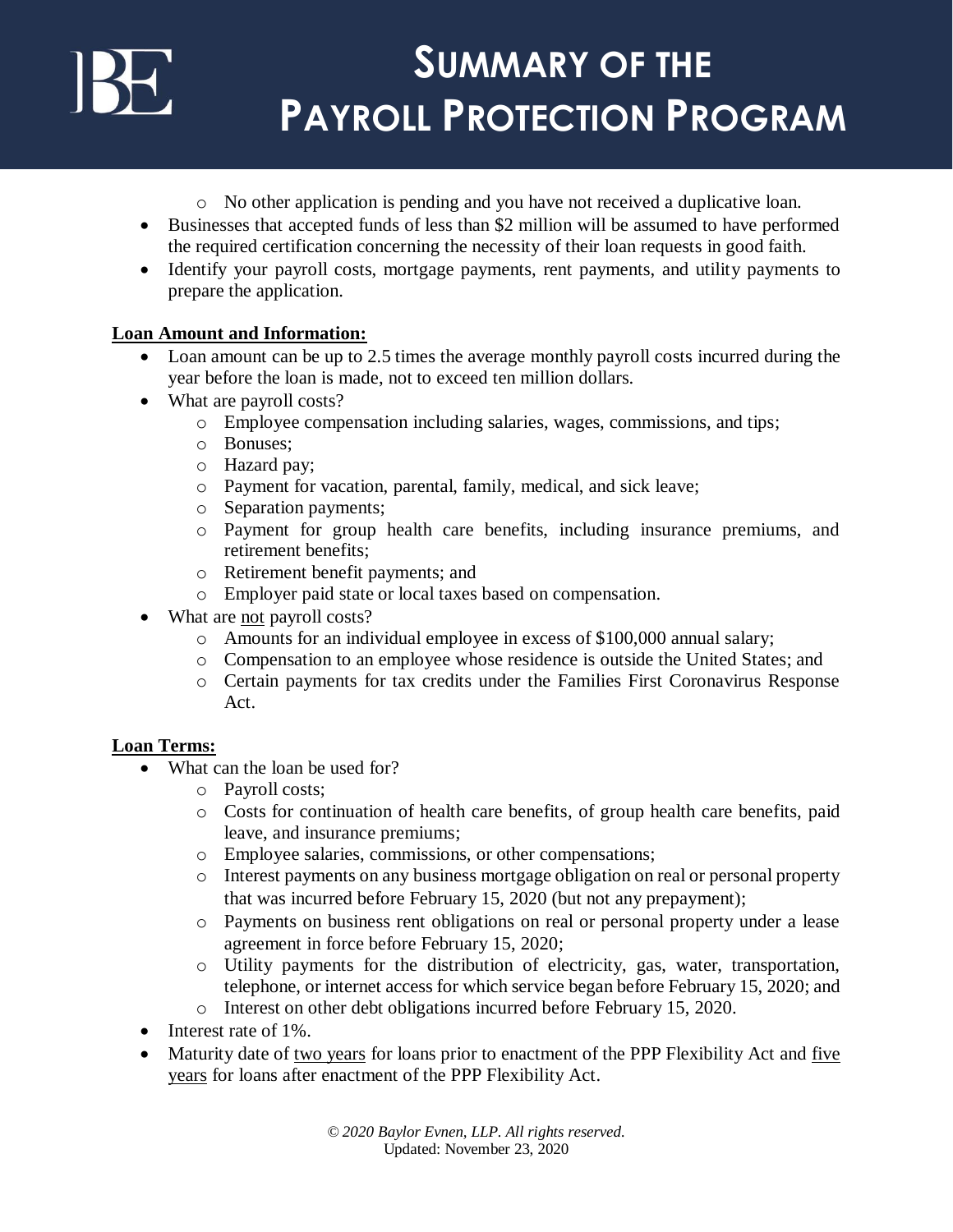- No other application is pending and you have not received a duplicative loan.
- Businesses that accepted funds of less than $2 million will be assumed to have performed the required certification concerning the necessity of their loan requests in good faith.
- Identify your payroll costs, mortgage payments, rent payments, and utility payments to prepare the application.

**Loan Amount and Information:**

- Loan amount can be up to 2.5 times the average monthly payroll costs incurred during the year before the loan is made, not to exceed ten million dollars.
- What are payroll costs?
  - Employee compensation including salaries, wages, commissions, and tips;
  - Bonuses;
  - Hazard pay;
  - Payment for vacation, parental, family, medical, and sick leave;
  - Separation payments;
  - Payment for group health care benefits, including insurance premiums, and retirement benefits;
  - Retirement benefit payments; and
  - Employer paid state or local taxes based on compensation.
- What are not payroll costs?
  - Amounts for an individual employee in excess of $100,000 annual salary;
  - Compensation to an employee whose residence is outside the United States; and
  - Certain payments for tax credits under the Families First Coronavirus Response Act.

**Loan Terms:**

- What can the loan be used for?
  - Payroll costs;
  - Costs for continuation of health care benefits, of group health care benefits, paid leave, and insurance premiums;
  - Employee salaries, commissions, or other compensations;
  - Interest payments on any business mortgage obligation on real or personal property that was incurred before February 15, 2020 (but not any prepayment);
  - Payments on business rent obligations on real or personal property under a lease agreement in force before February 15, 2020;
  - Utility payments for the distribution of electricity, gas, water, transportation, telephone, or internet access for which service began before February 15, 2020; and
  - Interest on other debt obligations incurred before February 15, 2020.
- Interest rate of 1%.
- Maturity date of two years for loans prior to enactment of the PPP Flexibility Act and five years for loans after enactment of the PPP Flexibility Act.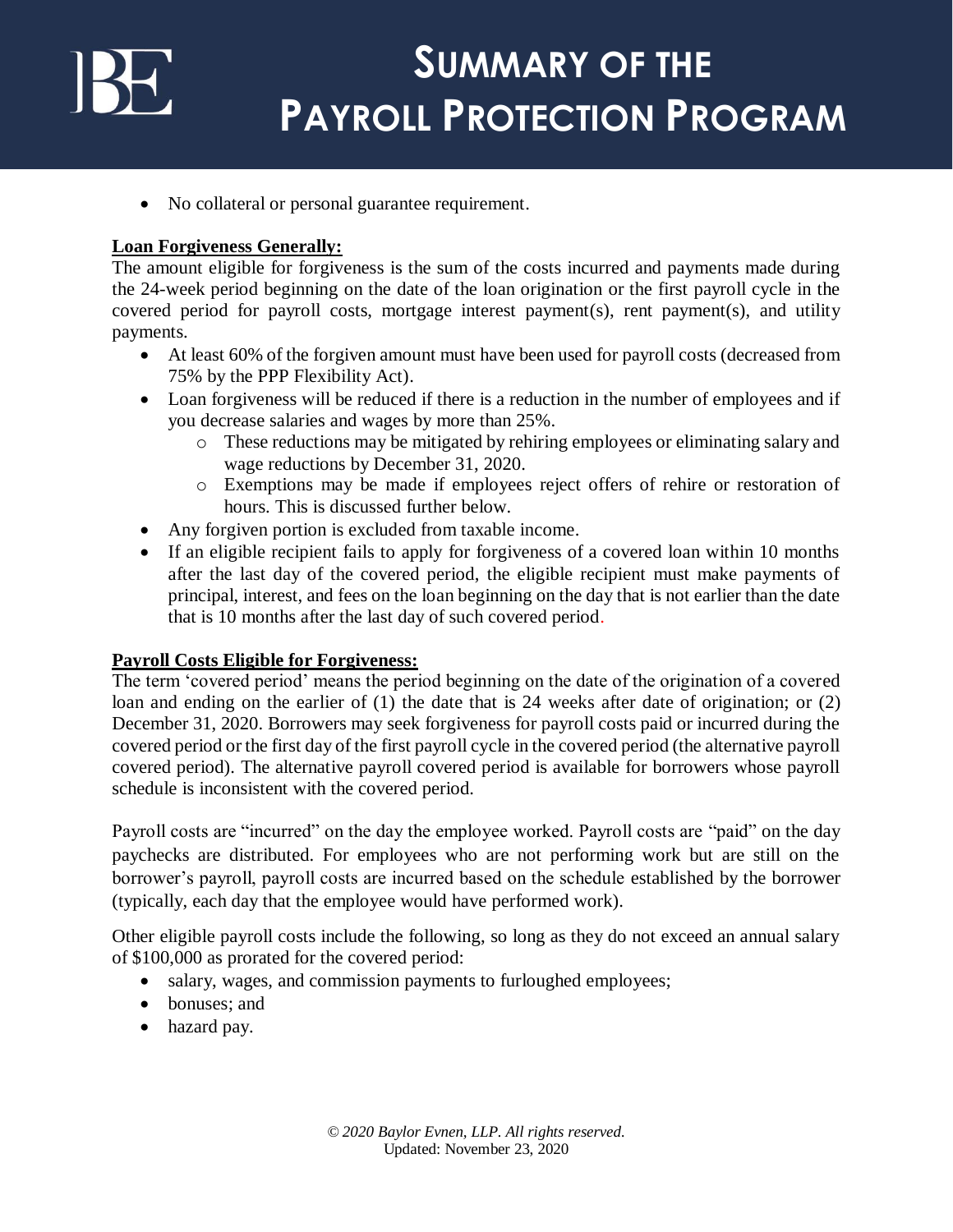- No collateral or personal guarantee requirement.

**Loan Forgiveness Generally:**

The amount eligible for forgiveness is the sum of the costs incurred and payments made during the 24-week period beginning on the date of the loan origination or the first payroll cycle in the covered period for payroll costs, mortgage interest payment(s), rent payment(s), and utility payments.

- At least 60% of the forgiven amount must have been used for payroll costs (decreased from 75% by the PPP Flexibility Act).
- Loan forgiveness will be reduced if there is a reduction in the number of employees and if you decrease salaries and wages by more than 25%.
  - These reductions may be mitigated by rehiring employees or eliminating salary and wage reductions by December 31, 2020.
  - Exemptions may be made if employees reject offers of rehire or restoration of hours. This is discussed further below.
- Any forgiven portion is excluded from taxable income.
- If an eligible recipient fails to apply for forgiveness of a covered loan within 10 months after the last day of the covered period, the eligible recipient must make payments of principal, interest, and fees on the loan beginning on the day that is not earlier than the date that is 10 months after the last day of such covered period.

**Payroll Costs Eligible for Forgiveness:**

The term 'covered period' means the period beginning on the date of the origination of a covered loan and ending on the earlier of (1) the date that is 24 weeks after date of origination; or (2) December 31, 2020. Borrowers may seek forgiveness for payroll costs paid or incurred during the covered period or the first day of the first payroll cycle in the covered period (the alternative payroll covered period). The alternative payroll covered period is available for borrowers whose payroll schedule is inconsistent with the covered period.

Payroll costs are "incurred" on the day the employee worked. Payroll costs are "paid" on the day paychecks are distributed. For employees who are not performing work but are still on the borrower's payroll, payroll costs are incurred based on the schedule established by the borrower (typically, each day that the employee would have performed work).

Other eligible payroll costs include the following, so long as they do not exceed an annual salary of $100,000 as prorated for the covered period:

- salary, wages, and commission payments to furloughed employees;
- bonuses; and
- hazard pay.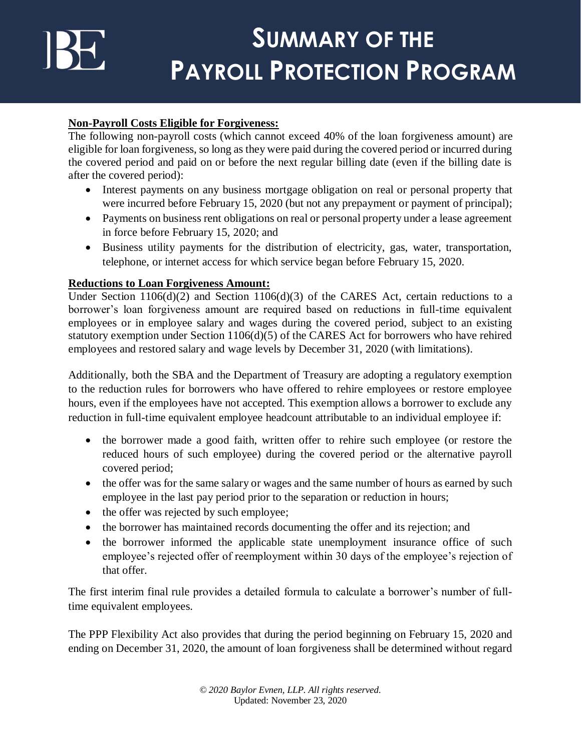**Non-Payroll Costs Eligible for Forgiveness:**

The following non-payroll costs (which cannot exceed 40% of the loan forgiveness amount) are eligible for loan forgiveness, so long as they were paid during the covered period or incurred during the covered period and paid on or before the next regular billing date (even if the billing date is after the covered period):

- Interest payments on any business mortgage obligation on real or personal property that were incurred before February 15, 2020 (but not any prepayment or payment of principal);
- Payments on business rent obligations on real or personal property under a lease agreement in force before February 15, 2020; and
- Business utility payments for the distribution of electricity, gas, water, transportation, telephone, or internet access for which service began before February 15, 2020.

**Reductions to Loan Forgiveness Amount:**

Under Section 1106(d)(2) and Section 1106(d)(3) of the CARES Act, certain reductions to a borrower's loan forgiveness amount are required based on reductions in full-time equivalent employees or in employee salary and wages during the covered period, subject to an existing statutory exemption under Section 1106(d)(5) of the CARES Act for borrowers who have rehired employees and restored salary and wage levels by December 31, 2020 (with limitations).

Additionally, both the SBA and the Department of Treasury are adopting a regulatory exemption to the reduction rules for borrowers who have offered to rehire employees or restore employee hours, even if the employees have not accepted. This exemption allows a borrower to exclude any reduction in full-time equivalent employee headcount attributable to an individual employee if:

- the borrower made a good faith, written offer to rehire such employee (or restore the reduced hours of such employee) during the covered period or the alternative payroll covered period;
- the offer was for the same salary or wages and the same number of hours as earned by such employee in the last pay period prior to the separation or reduction in hours;
- the offer was rejected by such employee;
- the borrower has maintained records documenting the offer and its rejection; and
- the borrower informed the applicable state unemployment insurance office of such employee's rejected offer of reemployment within 30 days of the employee's rejection of that offer.

The first interim final rule provides a detailed formula to calculate a borrower's number of full-time equivalent employees.

The PPP Flexibility Act also provides that during the period beginning on February 15, 2020 and ending on December 31, 2020, the amount of loan forgiveness shall be determined without regard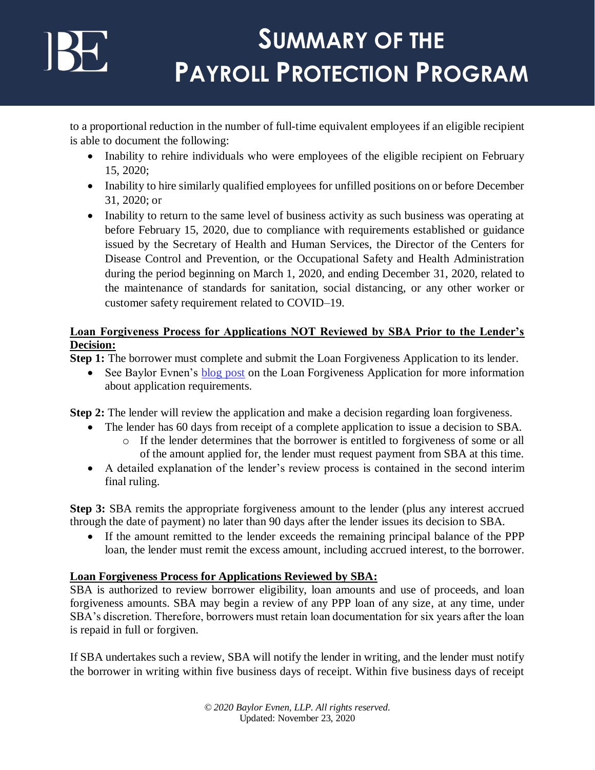to a proportional reduction in the number of full-time equivalent employees if an eligible recipient is able to document the following:

- Inability to rehire individuals who were employees of the eligible recipient on February 15, 2020;
- Inability to hire similarly qualified employees for unfilled positions on or before December 31, 2020; or
- Inability to return to the same level of business activity as such business was operating at before February 15, 2020, due to compliance with requirements established or guidance issued by the Secretary of Health and Human Services, the Director of the Centers for Disease Control and Prevention, or the Occupational Safety and Health Administration during the period beginning on March 1, 2020, and ending December 31, 2020, related to the maintenance of standards for sanitation, social distancing, or any other worker or customer safety requirement related to COVID–19.

**Loan Forgiveness Process for Applications NOT Reviewed by SBA Prior to the Lender's Decision:**

**Step 1:** The borrower must complete and submit the Loan Forgiveness Application to its lender.

- See Baylor Evnen's blog post on the Loan Forgiveness Application for more information about application requirements.

**Step 2:** The lender will review the application and make a decision regarding loan forgiveness.

- The lender has 60 days from receipt of a complete application to issue a decision to SBA.
  - If the lender determines that the borrower is entitled to forgiveness of some or all of the amount applied for, the lender must request payment from SBA at this time.
- A detailed explanation of the lender's review process is contained in the second interim final ruling.

**Step 3:** SBA remits the appropriate forgiveness amount to the lender (plus any interest accrued through the date of payment) no later than 90 days after the lender issues its decision to SBA.

- If the amount remitted to the lender exceeds the remaining principal balance of the PPP loan, the lender must remit the excess amount, including accrued interest, to the borrower.

**Loan Forgiveness Process for Applications Reviewed by SBA:**

SBA is authorized to review borrower eligibility, loan amounts and use of proceeds, and loan forgiveness amounts. SBA may begin a review of any PPP loan of any size, at any time, under SBA's discretion. Therefore, borrowers must retain loan documentation for six years after the loan is repaid in full or forgiven.

If SBA undertakes such a review, SBA will notify the lender in writing, and the lender must notify the borrower in writing within five business days of receipt. Within five business days of receipt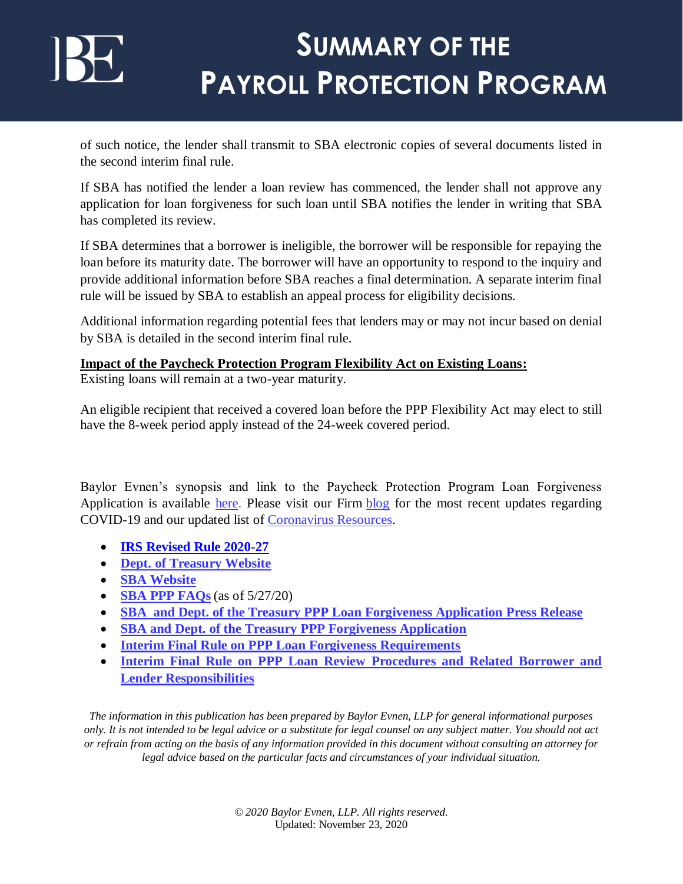of such notice, the lender shall transmit to SBA electronic copies of several documents listed in the second interim final rule.

If SBA has notified the lender a loan review has commenced, the lender shall not approve any application for loan forgiveness for such loan until SBA notifies the lender in writing that SBA has completed its review.

If SBA determines that a borrower is ineligible, the borrower will be responsible for repaying the loan before its maturity date. The borrower will have an opportunity to respond to the inquiry and provide additional information before SBA reaches a final determination. A separate interim final rule will be issued by SBA to establish an appeal process for eligibility decisions.

Additional information regarding potential fees that lenders may or may not incur based on denial by SBA is detailed in the second interim final rule.

**Impact of the Paycheck Protection Program Flexibility Act on Existing Loans:**
Existing loans will remain at a two-year maturity.

An eligible recipient that received a covered loan before the PPP Flexibility Act may elect to still have the 8-week period apply instead of the 24-week covered period.

Baylor Evnen's synopsis and link to the Paycheck Protection Program Loan Forgiveness Application is available here. Please visit our Firm blog for the most recent updates regarding COVID-19 and our updated list of Coronavirus Resources.

- **IRS Revised Rule 2020-27**
- **Dept. of Treasury Website**
- **SBA Website**
- **SBA PPP FAQs** (as of 5/27/20)
- **SBA and Dept. of the Treasury PPP Loan Forgiveness Application Press Release**
- **SBA and Dept. of the Treasury PPP Forgiveness Application**
- **Interim Final Rule on PPP Loan Forgiveness Requirements**
- **Interim Final Rule on PPP Loan Review Procedures and Related Borrower and Lender Responsibilities**

*The information in this publication has been prepared by Baylor Evnen, LLP for general informational purposes only. It is not intended to be legal advice or a substitute for legal counsel on any subject matter. You should not act or refrain from acting on the basis of any information provided in this document without consulting an attorney for legal advice based on the particular facts and circumstances of your individual situation.*

*© 2020 Baylor Evnen, LLP. All rights reserved.*
Updated: November 23, 2020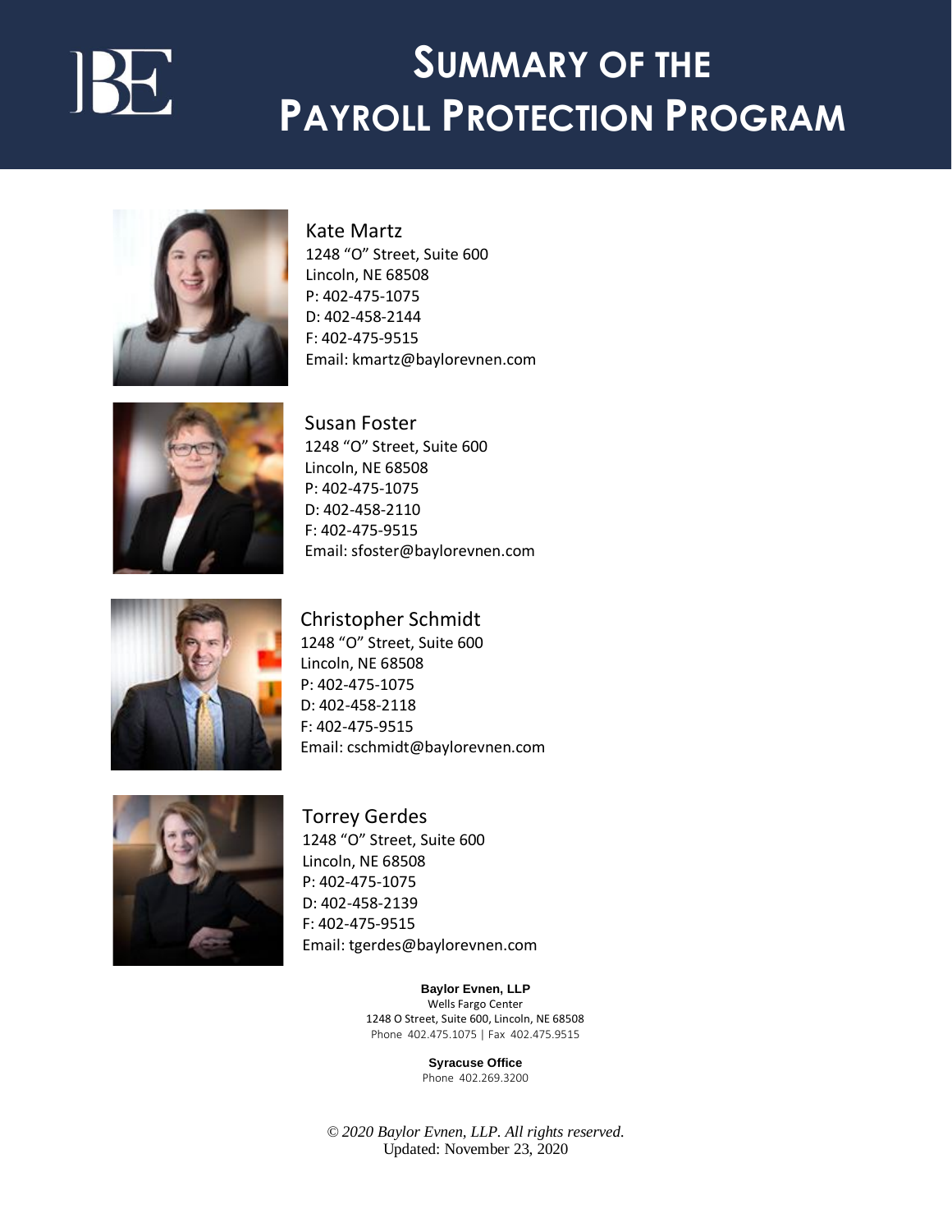# Summary of the Payroll Protection Program

Kate Martz
1248 "O" Street, Suite 600
Lincoln, NE 68508
P: 402-475-1075
D: 402-458-2144
F: 402-475-9515
Email: kmartz@baylorevnen.com

Susan Foster
1248 "O" Street, Suite 600
Lincoln, NE 68508
P: 402-475-1075
D: 402-458-2110
F: 402-475-9515
Email: sfoster@baylorevnen.com

Christopher Schmidt
1248 "O" Street, Suite 600
Lincoln, NE 68508
P: 402-475-1075
D: 402-458-2118
F: 402-475-9515
Email: cschmidt@baylorevnen.com

Torrey Gerdes
1248 "O" Street, Suite 600
Lincoln, NE 68508
P: 402-475-1075
D: 402-458-2139
F: 402-475-9515
Email: tgerdes@baylorevnen.com

**Baylor Evnen, LLP**
Wells Fargo Center
1248 O Street, Suite 600, Lincoln, NE 68508
Phone 402.475.1075 | Fax 402.475.9515

**Syracuse Office**
Phone 402.269.3200

*© 2020 Baylor Evnen, LLP. All rights reserved.*
Updated: November 23, 2020